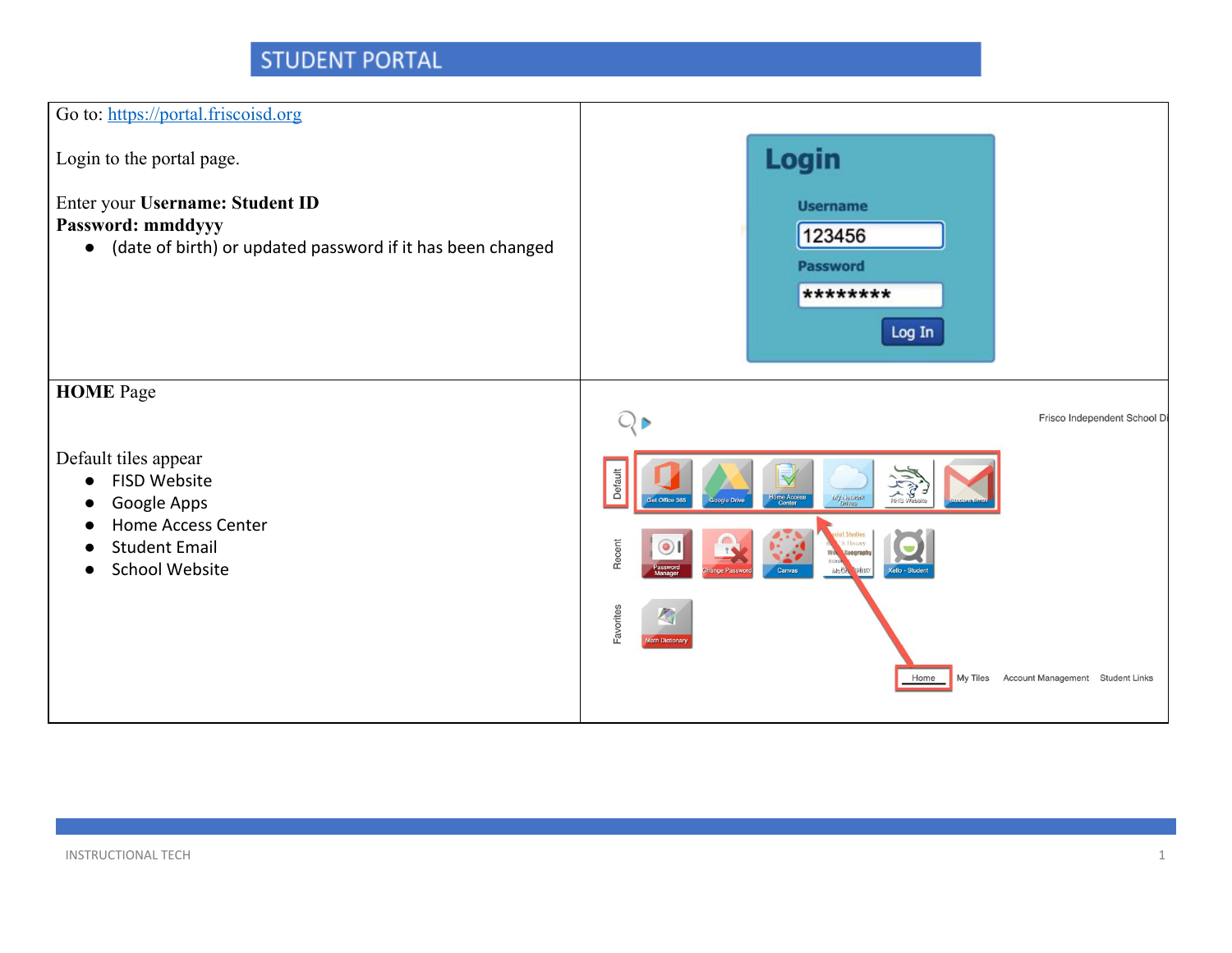# STUDENT PORTAL

| | |
|---|---|
| Go to: https://portal.friscoisd.org<br><br>Login to the portal page.<br><br>Enter your **Username: Student ID**<br>**Password: mmddyyy**<br>● (date of birth) or updated password if it has been changed | |
| **HOME** Page<br><br>Default tiles appear<br>● FISD Website<br>● Google Apps<br>● Home Access Center<br>● Student Email<br>● School Website | |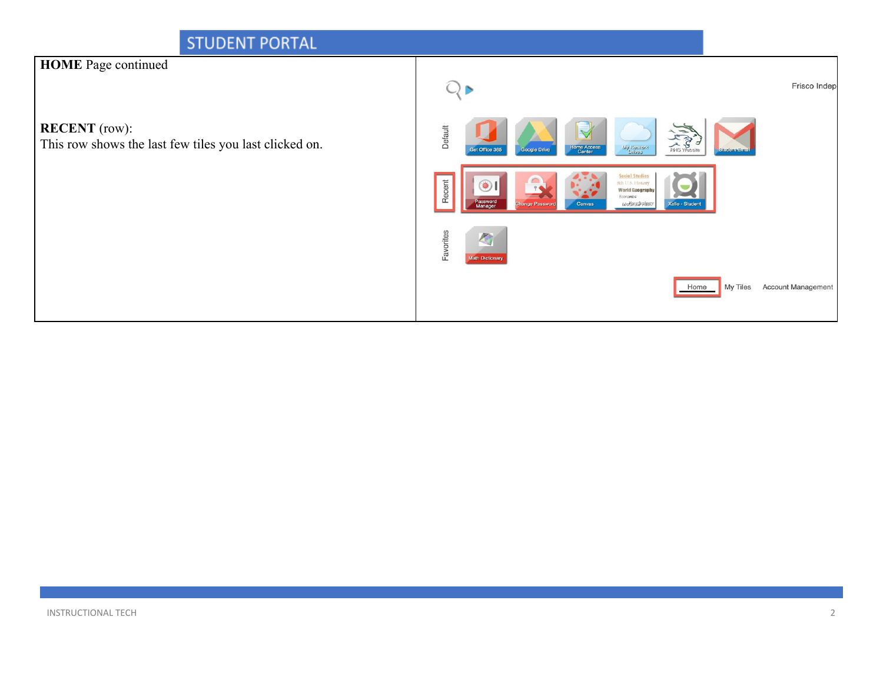## STUDENT PORTAL

**HOME** Page continued

**RECENT** (row):
This row shows the last few tiles you last clicked on.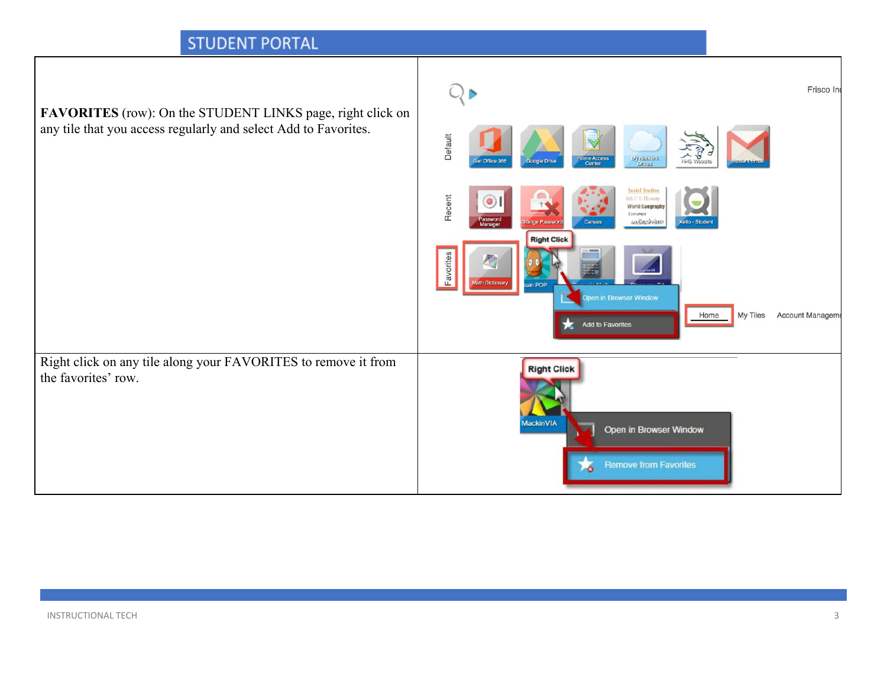# STUDENT PORTAL

| | |
|---|---|
| **FAVORITES** (row): On the STUDENT LINKS page, right click on any tile that you access regularly and select Add to Favorites. | |
| Right click on any tile along your FAVORITES to remove it from the favorites' row. | |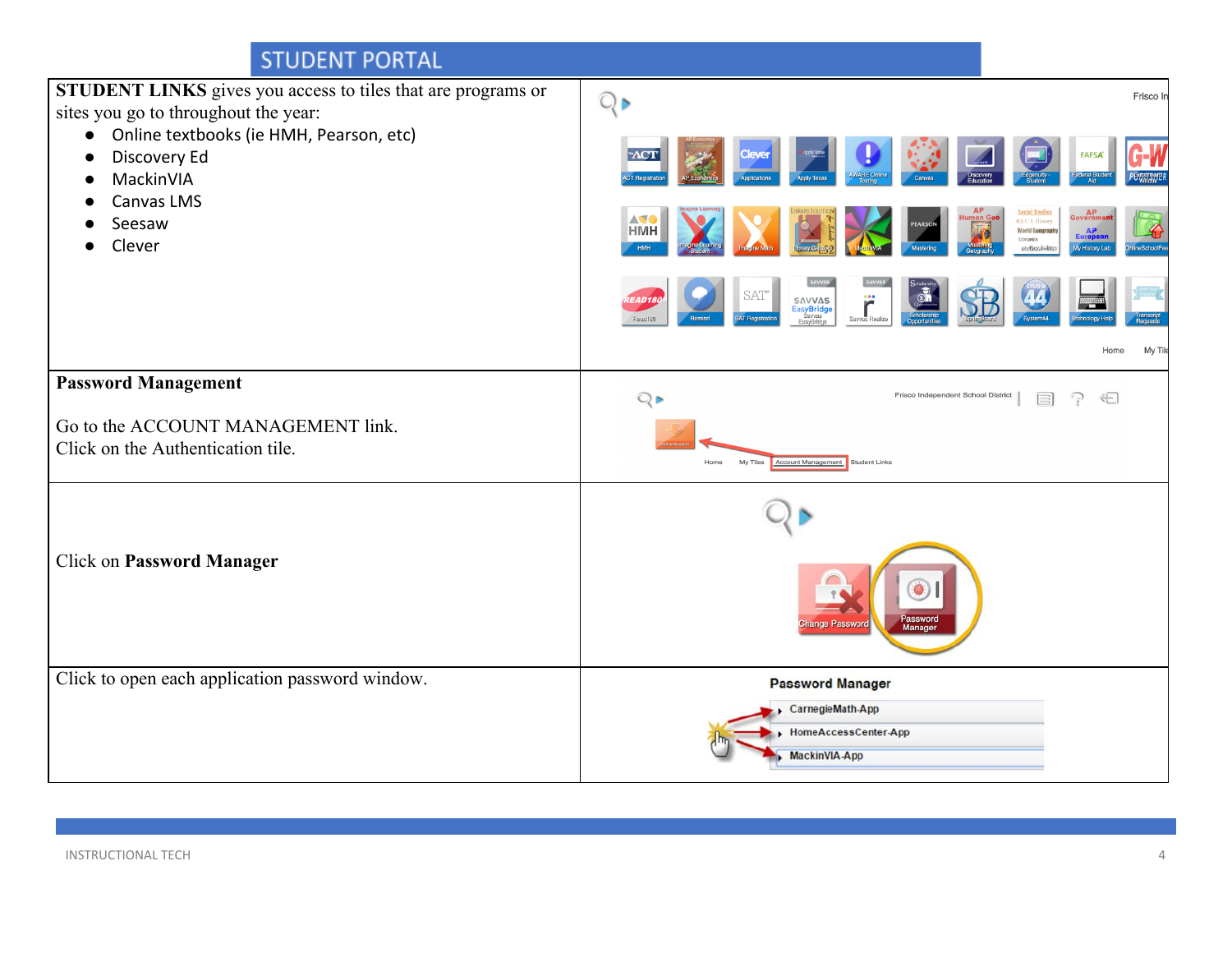# STUDENT PORTAL

| | |
|---|---|
| **STUDENT LINKS** gives you access to tiles that are programs or sites you go to throughout the year:<br>● Online textbooks (ie HMH, Pearson, etc)<br>● Discovery Ed<br>● MackinVIA<br>● Canvas LMS<br>● Seesaw<br>● Clever | |
| **Password Management**<br><br>Go to the ACCOUNT MANAGEMENT link.<br>Click on the Authentication tile. | |
| Click on **Password Manager** | |
| Click to open each application password window. | |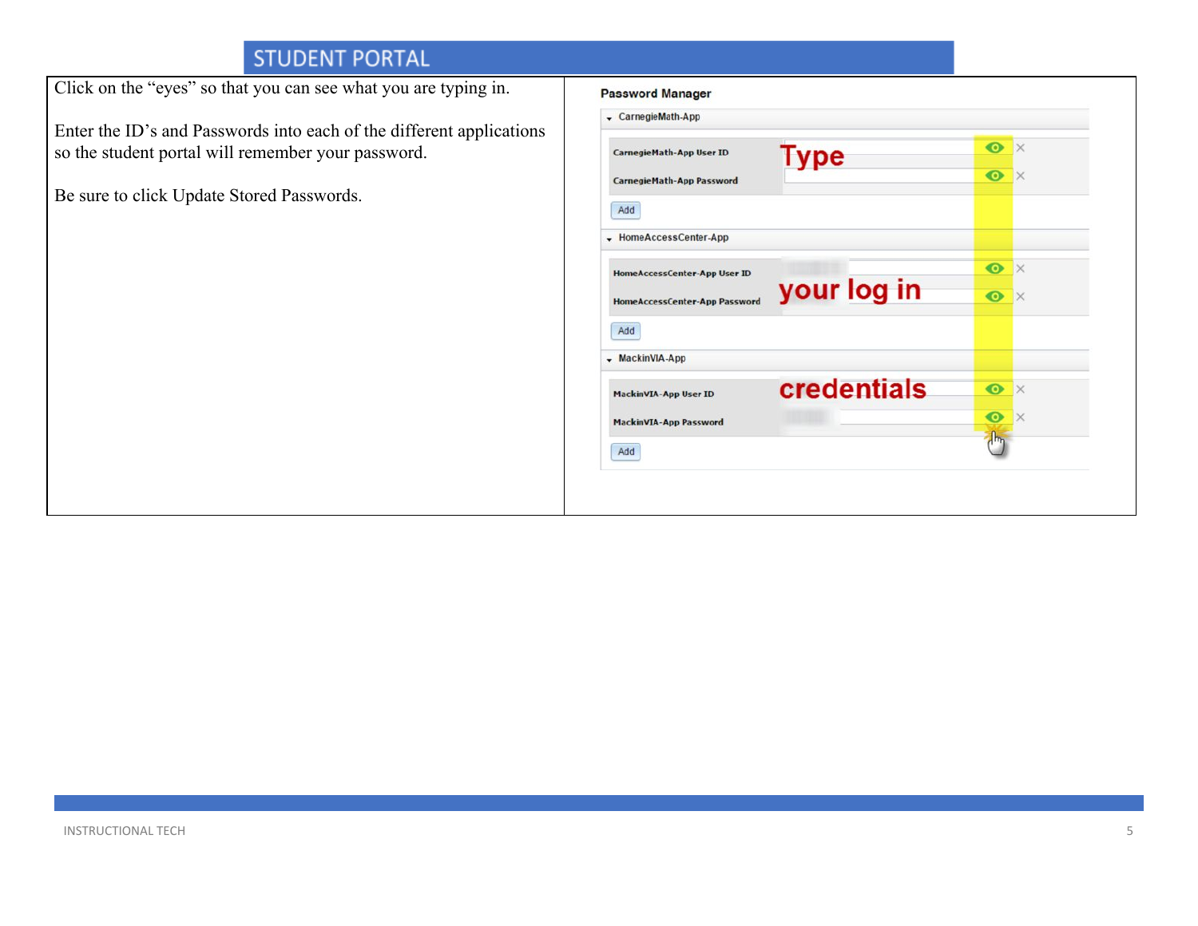## STUDENT PORTAL

Click on the "eyes" so that you can see what you are typing in.

Enter the ID's and Passwords into each of the different applications so the student portal will remember your password.

Be sure to click Update Stored Passwords.

Password Manager

CarnegieMath-App

CarnegieMath-App User ID

CarnegieMath-App Password

Add

HomeAccessCenter-App

HomeAccessCenter-App User ID

HomeAccessCenter-App Password

Add

MackinVIA-App

MackinVIA-App User ID

MackinVIA-App Password

Add

Type your log in credentials